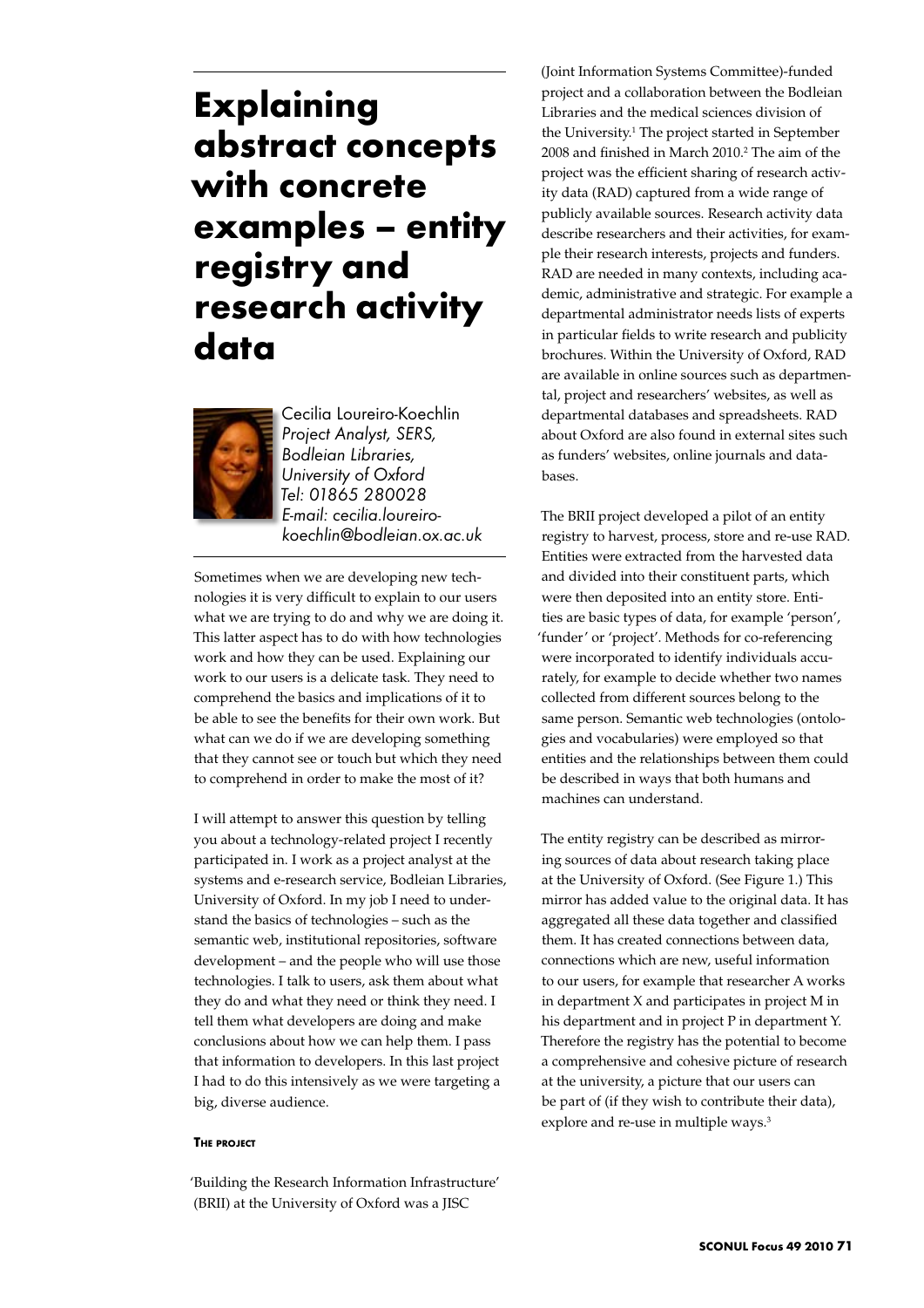# Explaining abstract concepts with concrete examples – entity registry and research activity data

Cecilia Loureiro-Koechlin
*Project Analyst, SERS, Bodleian Libraries, University of Oxford*
*Tel: 01865 280028*
*E-mail: cecilia.loureiro-koechlin@bodleian.ox.ac.uk*

Sometimes when we are developing new technologies it is very difficult to explain to our users what we are trying to do and why we are doing it. This latter aspect has to do with how technologies work and how they can be used. Explaining our work to our users is a delicate task. They need to comprehend the basics and implications of it to be able to see the benefits for their own work. But what can we do if we are developing something that they cannot see or touch but which they need to comprehend in order to make the most of it?

I will attempt to answer this question by telling you about a technology-related project I recently participated in. I work as a project analyst at the systems and e-research service, Bodleian Libraries, University of Oxford. In my job I need to understand the basics of technologies – such as the semantic web, institutional repositories, software development – and the people who will use those technologies. I talk to users, ask them about what they do and what they need or think they need. I tell them what developers are doing and make conclusions about how we can help them. I pass that information to developers. In this last project I had to do this intensively as we were targeting a big, diverse audience.

#### The project

'Building the Research Information Infrastructure' (BRII) at the University of Oxford was a JISC (Joint Information Systems Committee)-funded project and a collaboration between the Bodleian Libraries and the medical sciences division of the University.[1] The project started in September 2008 and finished in March 2010.[2] The aim of the project was the efficient sharing of research activity data (RAD) captured from a wide range of publicly available sources. Research activity data describe researchers and their activities, for example their research interests, projects and funders. RAD are needed in many contexts, including academic, administrative and strategic. For example a departmental administrator needs lists of experts in particular fields to write research and publicity brochures. Within the University of Oxford, RAD are available in online sources such as departmental, project and researchers' websites, as well as departmental databases and spreadsheets. RAD about Oxford are also found in external sites such as funders' websites, online journals and databases.

The BRII project developed a pilot of an entity registry to harvest, process, store and re-use RAD. Entities were extracted from the harvested data and divided into their constituent parts, which were then deposited into an entity store. Entities are basic types of data, for example 'person', 'funder' or 'project'. Methods for co-referencing were incorporated to identify individuals accurately, for example to decide whether two names collected from different sources belong to the same person. Semantic web technologies (ontologies and vocabularies) were employed so that entities and the relationships between them could be described in ways that both humans and machines can understand.

The entity registry can be described as mirroring sources of data about research taking place at the University of Oxford. (See Figure 1.) This mirror has added value to the original data. It has aggregated all these data together and classified them. It has created connections between data, connections which are new, useful information to our users, for example that researcher A works in department X and participates in project M in his department and in project P in department Y. Therefore the registry has the potential to become a comprehensive and cohesive picture of research at the university, a picture that our users can be part of (if they wish to contribute their data), explore and re-use in multiple ways.[3]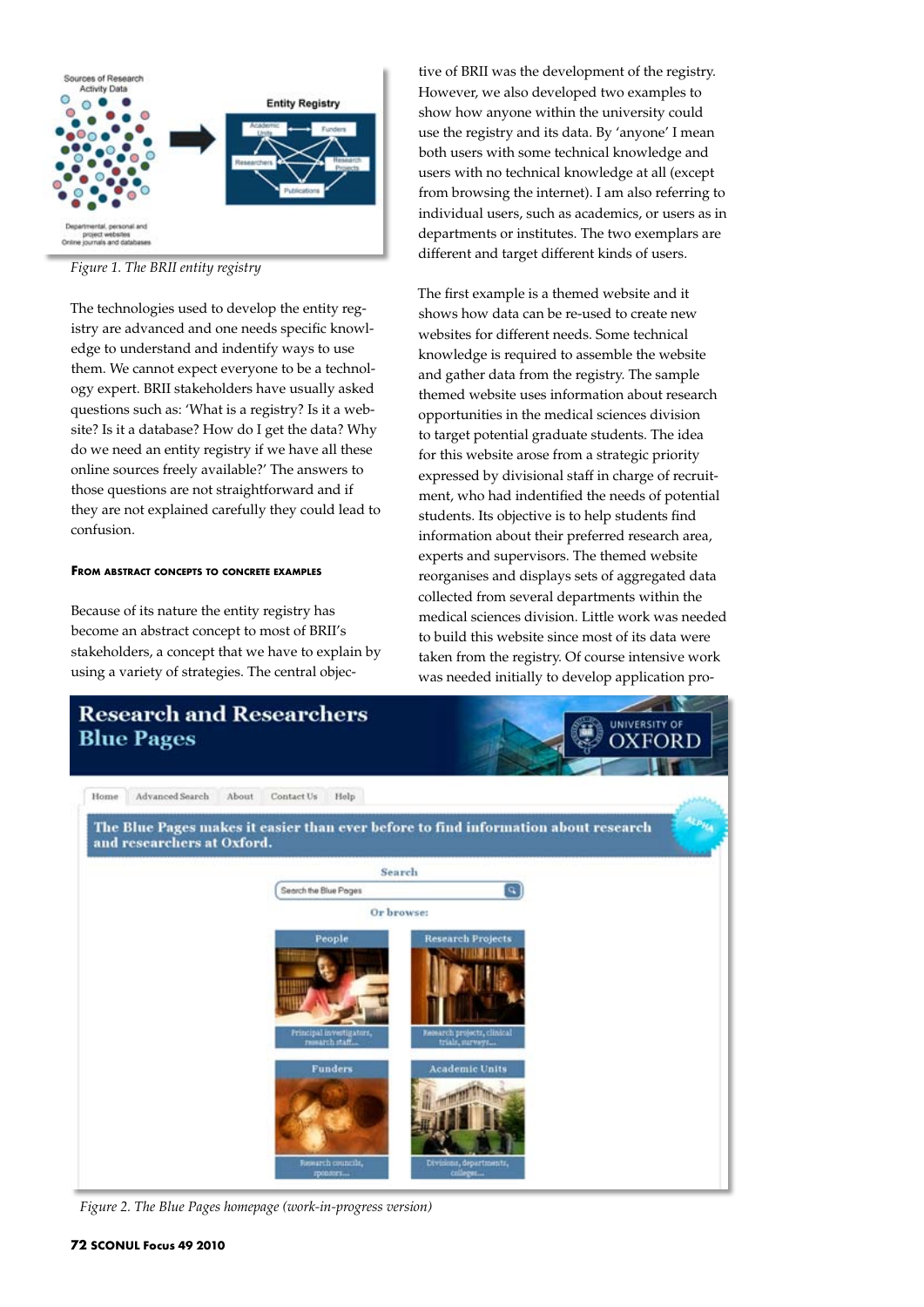*Figure 1. The BRII entity registry*

The technologies used to develop the entity registry are advanced and one needs specific knowledge to understand and indentify ways to use them. We cannot expect everyone to be a technology expert. BRII stakeholders have usually asked questions such as: 'What is a registry? Is it a website? Is it a database? How do I get the data? Why do we need an entity registry if we have all these online sources freely available?' The answers to those questions are not straightforward and if they are not explained carefully they could lead to confusion.

### From abstract concepts to concrete examples

Because of its nature the entity registry has become an abstract concept to most of BRII's stakeholders, a concept that we have to explain by using a variety of strategies. The central objective of BRII was the development of the registry. However, we also developed two examples to show how anyone within the university could use the registry and its data. By 'anyone' I mean both users with some technical knowledge and users with no technical knowledge at all (except from browsing the internet). I am also referring to individual users, such as academics, or users as in departments or institutes. The two exemplars are different and target different kinds of users.

The first example is a themed website and it shows how data can be re-used to create new websites for different needs. Some technical knowledge is required to assemble the website and gather data from the registry. The sample themed website uses information about research opportunities in the medical sciences division to target potential graduate students. The idea for this website arose from a strategic priority expressed by divisional staff in charge of recruitment, who had indentified the needs of potential students. Its objective is to help students find information about their preferred research area, experts and supervisors. The themed website reorganises and displays sets of aggregated data collected from several departments within the medical sciences division. Little work was needed to build this website since most of its data were taken from the registry. Of course intensive work was needed initially to develop application pro-

*Figure 2. The Blue Pages homepage (work-in-progress version)*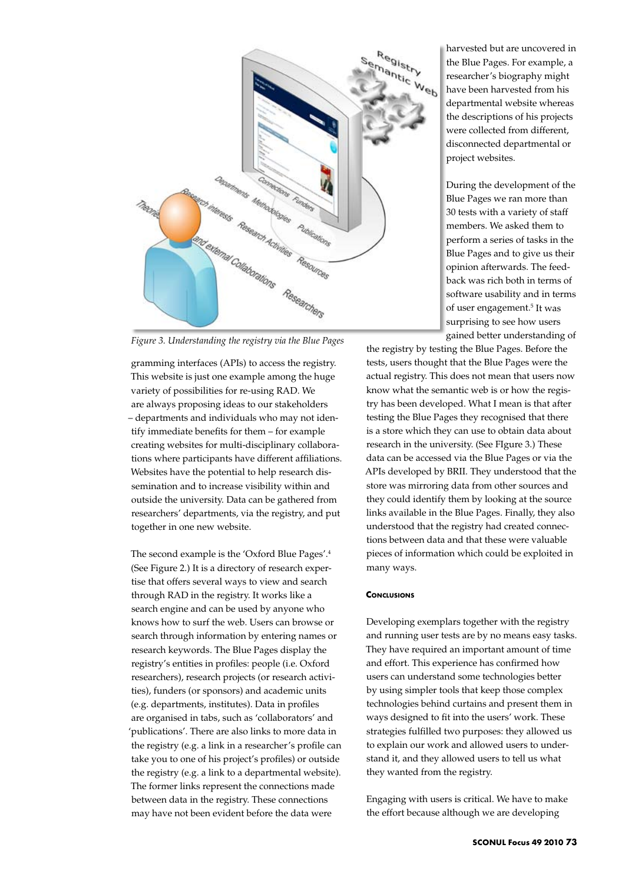*Figure 3. Understanding the registry via the Blue Pages*

gramming interfaces (APIs) to access the registry. This website is just one example among the huge variety of possibilities for re-using RAD. We are always proposing ideas to our stakeholders – departments and individuals who may not identify immediate benefits for them – for example creating websites for multi-disciplinary collaborations where participants have different affiliations. Websites have the potential to help research dissemination and to increase visibility within and outside the university. Data can be gathered from researchers' departments, via the registry, and put together in one new website.

The second example is the 'Oxford Blue Pages'.[4] (See Figure 2.) It is a directory of research expertise that offers several ways to view and search through RAD in the registry. It works like a search engine and can be used by anyone who knows how to surf the web. Users can browse or search through information by entering names or research keywords. The Blue Pages display the registry's entities in profiles: people (i.e. Oxford researchers), research projects (or research activities), funders (or sponsors) and academic units (e.g. departments, institutes). Data in profiles are organised in tabs, such as 'collaborators' and 'publications'. There are also links to more data in the registry (e.g. a link in a researcher's profile can take you to one of his project's profiles) or outside the registry (e.g. a link to a departmental website). The former links represent the connections made between data in the registry. These connections may have not been evident before the data were harvested but are uncovered in the Blue Pages. For example, a researcher's biography might have been harvested from his departmental website whereas the descriptions of his projects were collected from different, disconnected departmental or project websites.

During the development of the Blue Pages we ran more than 30 tests with a variety of staff members. We asked them to perform a series of tasks in the Blue Pages and to give us their opinion afterwards. The feedback was rich both in terms of software usability and in terms of user engagement.[5] It was surprising to see how users gained better understanding of the registry by testing the Blue Pages. Before the tests, users thought that the Blue Pages were the actual registry. This does not mean that users now know what the semantic web is or how the registry has been developed. What I mean is that after testing the Blue Pages they recognised that there is a store which they can use to obtain data about research in the university. (See FIgure 3.) These data can be accessed via the Blue Pages or via the APIs developed by BRII. They understood that the store was mirroring data from other sources and they could identify them by looking at the source links available in the Blue Pages. Finally, they also understood that the registry had created connections between data and that these were valuable pieces of information which could be exploited in many ways.

## Conclusions

Developing exemplars together with the registry and running user tests are by no means easy tasks. They have required an important amount of time and effort. This experience has confirmed how users can understand some technologies better by using simpler tools that keep those complex technologies behind curtains and present them in ways designed to fit into the users' work. These strategies fulfilled two purposes: they allowed us to explain our work and allowed users to understand it, and they allowed users to tell us what they wanted from the registry.

Engaging with users is critical. We have to make the effort because although we are developing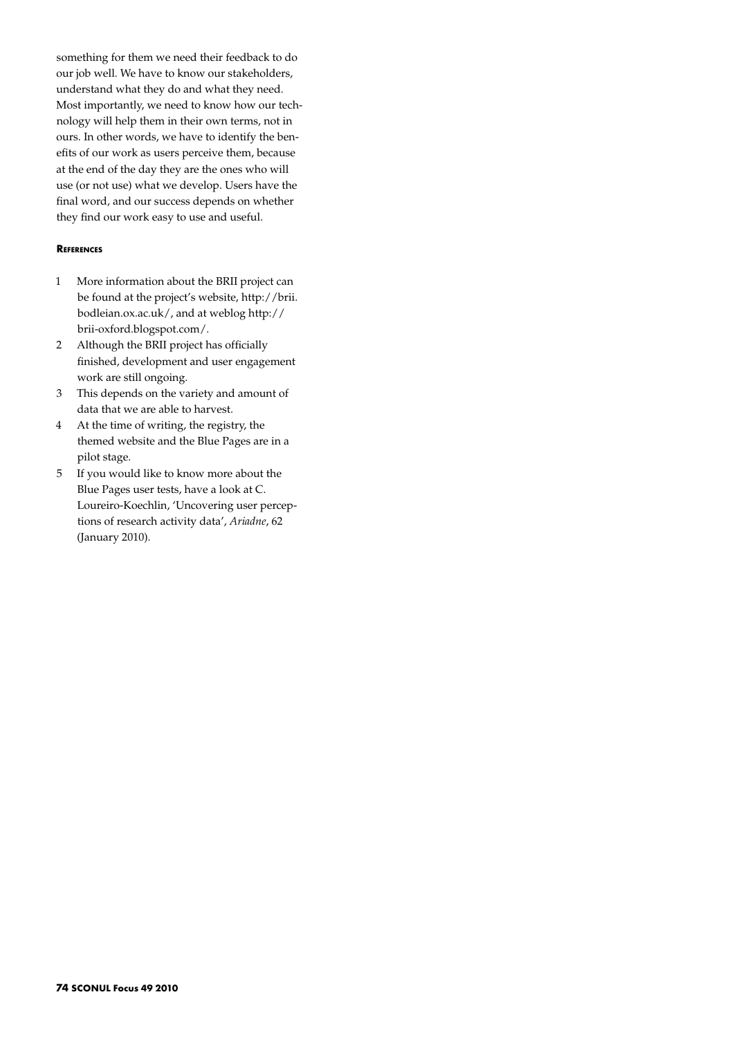something for them we need their feedback to do our job well. We have to know our stakeholders, understand what they do and what they need. Most importantly, we need to know how our technology will help them in their own terms, not in ours. In other words, we have to identify the benefits of our work as users perceive them, because at the end of the day they are the ones who will use (or not use) what we develop. Users have the final word, and our success depends on whether they find our work easy to use and useful.

#### References

1. More information about the BRII project can be found at the project's website, http://brii.bodleian.ox.ac.uk/, and at weblog http://brii-oxford.blogspot.com/.
2. Although the BRII project has officially finished, development and user engagement work are still ongoing.
3. This depends on the variety and amount of data that we are able to harvest.
4. At the time of writing, the registry, the themed website and the Blue Pages are in a pilot stage.
5. If you would like to know more about the Blue Pages user tests, have a look at C. Loureiro-Koechlin, 'Uncovering user perceptions of research activity data', *Ariadne*, 62 (January 2010).